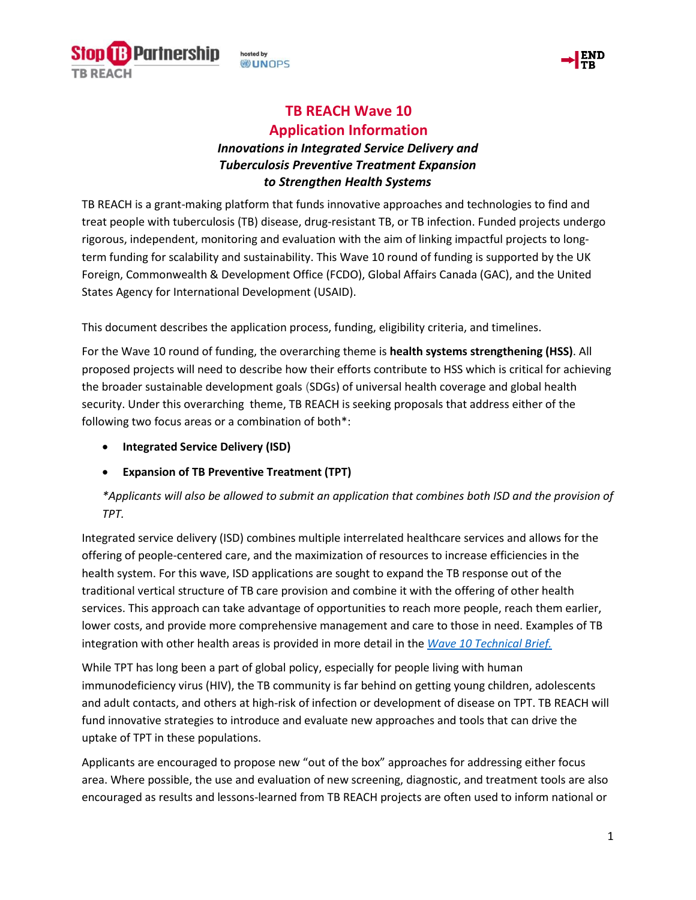# TB REACH Wave 10
# Application Information

### *Innovations in Integrated Service Delivery and Tuberculosis Preventive Treatment Expansion to Strengthen Health Systems*

TB REACH is a grant-making platform that funds innovative approaches and technologies to find and treat people with tuberculosis (TB) disease, drug-resistant TB, or TB infection. Funded projects undergo rigorous, independent, monitoring and evaluation with the aim of linking impactful projects to long-term funding for scalability and sustainability. This Wave 10 round of funding is supported by the UK Foreign, Commonwealth & Development Office (FCDO), Global Affairs Canada (GAC), and the United States Agency for International Development (USAID).

This document describes the application process, funding, eligibility criteria, and timelines.

For the Wave 10 round of funding, the overarching theme is **health systems strengthening (HSS)**. All proposed projects will need to describe how their efforts contribute to HSS which is critical for achieving the broader sustainable development goals (SDGs) of universal health coverage and global health security. Under this overarching theme, TB REACH is seeking proposals that address either of the following two focus areas or a combination of both*:

- **Integrated Service Delivery (ISD)**
- **Expansion of TB Preventive Treatment (TPT)**

*\*Applicants will also be allowed to submit an application that combines both ISD and the provision of TPT.*

Integrated service delivery (ISD) combines multiple interrelated healthcare services and allows for the offering of people-centered care, and the maximization of resources to increase efficiencies in the health system. For this wave, ISD applications are sought to expand the TB response out of the traditional vertical structure of TB care provision and combine it with the offering of other health services. This approach can take advantage of opportunities to reach more people, reach them earlier, lower costs, and provide more comprehensive management and care to those in need. Examples of TB integration with other health areas is provided in more detail in the [*Wave 10 Technical Brief.*]

While TPT has long been a part of global policy, especially for people living with human immunodeficiency virus (HIV), the TB community is far behind on getting young children, adolescents and adult contacts, and others at high-risk of infection or development of disease on TPT. TB REACH will fund innovative strategies to introduce and evaluate new approaches and tools that can drive the uptake of TPT in these populations.

Applicants are encouraged to propose new "out of the box" approaches for addressing either focus area. Where possible, the use and evaluation of new screening, diagnostic, and treatment tools are also encouraged as results and lessons-learned from TB REACH projects are often used to inform national or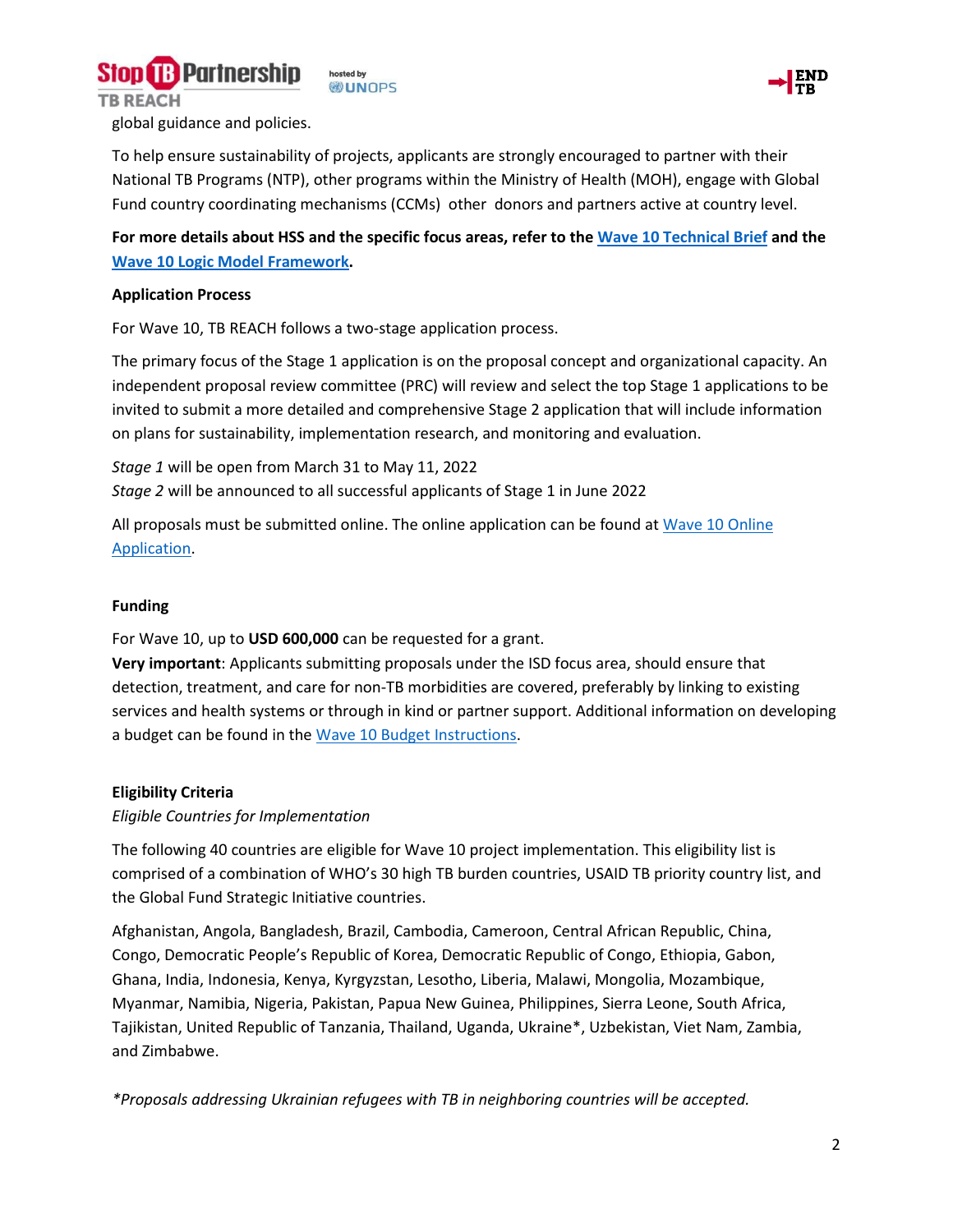global guidance and policies.

To help ensure sustainability of projects, applicants are strongly encouraged to partner with their National TB Programs (NTP), other programs within the Ministry of Health (MOH), engage with Global Fund country coordinating mechanisms (CCMs) other donors and partners active at country level.

**For more details about HSS and the specific focus areas, refer to the Wave 10 Technical Brief and the Wave 10 Logic Model Framework.**

**Application Process**

For Wave 10, TB REACH follows a two-stage application process.

The primary focus of the Stage 1 application is on the proposal concept and organizational capacity. An independent proposal review committee (PRC) will review and select the top Stage 1 applications to be invited to submit a more detailed and comprehensive Stage 2 application that will include information on plans for sustainability, implementation research, and monitoring and evaluation.

*Stage 1* will be open from March 31 to May 11, 2022
*Stage 2* will be announced to all successful applicants of Stage 1 in June 2022

All proposals must be submitted online. The online application can be found at Wave 10 Online Application.

**Funding**

For Wave 10, up to **USD 600,000** can be requested for a grant.
**Very important**: Applicants submitting proposals under the ISD focus area, should ensure that detection, treatment, and care for non-TB morbidities are covered, preferably by linking to existing services and health systems or through in kind or partner support. Additional information on developing a budget can be found in the Wave 10 Budget Instructions.

**Eligibility Criteria**

*Eligible Countries for Implementation*

The following 40 countries are eligible for Wave 10 project implementation. This eligibility list is comprised of a combination of WHO's 30 high TB burden countries, USAID TB priority country list, and the Global Fund Strategic Initiative countries.

Afghanistan, Angola, Bangladesh, Brazil, Cambodia, Cameroon, Central African Republic, China, Congo, Democratic People's Republic of Korea, Democratic Republic of Congo, Ethiopia, Gabon, Ghana, India, Indonesia, Kenya, Kyrgyzstan, Lesotho, Liberia, Malawi, Mongolia, Mozambique, Myanmar, Namibia, Nigeria, Pakistan, Papua New Guinea, Philippines, Sierra Leone, South Africa, Tajikistan, United Republic of Tanzania, Thailand, Uganda, Ukraine*, Uzbekistan, Viet Nam, Zambia, and Zimbabwe.

*\*Proposals addressing Ukrainian refugees with TB in neighboring countries will be accepted.*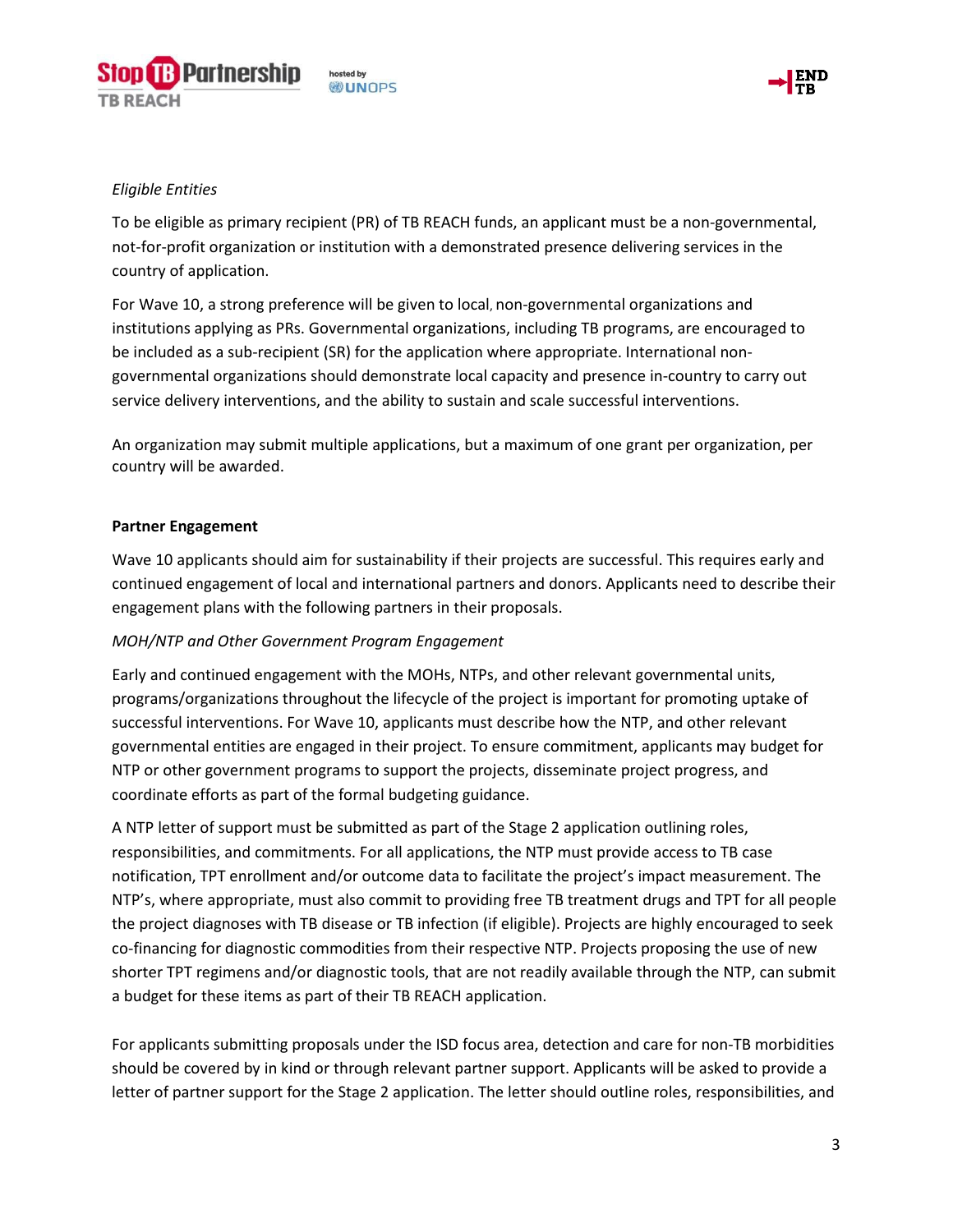*Eligible Entities*

To be eligible as primary recipient (PR) of TB REACH funds, an applicant must be a non-governmental, not-for-profit organization or institution with a demonstrated presence delivering services in the country of application.

For Wave 10, a strong preference will be given to local, non-governmental organizations and institutions applying as PRs. Governmental organizations, including TB programs, are encouraged to be included as a sub-recipient (SR) for the application where appropriate. International non-governmental organizations should demonstrate local capacity and presence in-country to carry out service delivery interventions, and the ability to sustain and scale successful interventions.

An organization may submit multiple applications, but a maximum of one grant per organization, per country will be awarded.

**Partner Engagement**

Wave 10 applicants should aim for sustainability if their projects are successful. This requires early and continued engagement of local and international partners and donors. Applicants need to describe their engagement plans with the following partners in their proposals.

*MOH/NTP and Other Government Program Engagement*

Early and continued engagement with the MOHs, NTPs, and other relevant governmental units, programs/organizations throughout the lifecycle of the project is important for promoting uptake of successful interventions. For Wave 10, applicants must describe how the NTP, and other relevant governmental entities are engaged in their project. To ensure commitment, applicants may budget for NTP or other government programs to support the projects, disseminate project progress, and coordinate efforts as part of the formal budgeting guidance.

A NTP letter of support must be submitted as part of the Stage 2 application outlining roles, responsibilities, and commitments. For all applications, the NTP must provide access to TB case notification, TPT enrollment and/or outcome data to facilitate the project's impact measurement. The NTP's, where appropriate, must also commit to providing free TB treatment drugs and TPT for all people the project diagnoses with TB disease or TB infection (if eligible). Projects are highly encouraged to seek co-financing for diagnostic commodities from their respective NTP. Projects proposing the use of new shorter TPT regimens and/or diagnostic tools, that are not readily available through the NTP, can submit a budget for these items as part of their TB REACH application.

For applicants submitting proposals under the ISD focus area, detection and care for non-TB morbidities should be covered by in kind or through relevant partner support. Applicants will be asked to provide a letter of partner support for the Stage 2 application. The letter should outline roles, responsibilities, and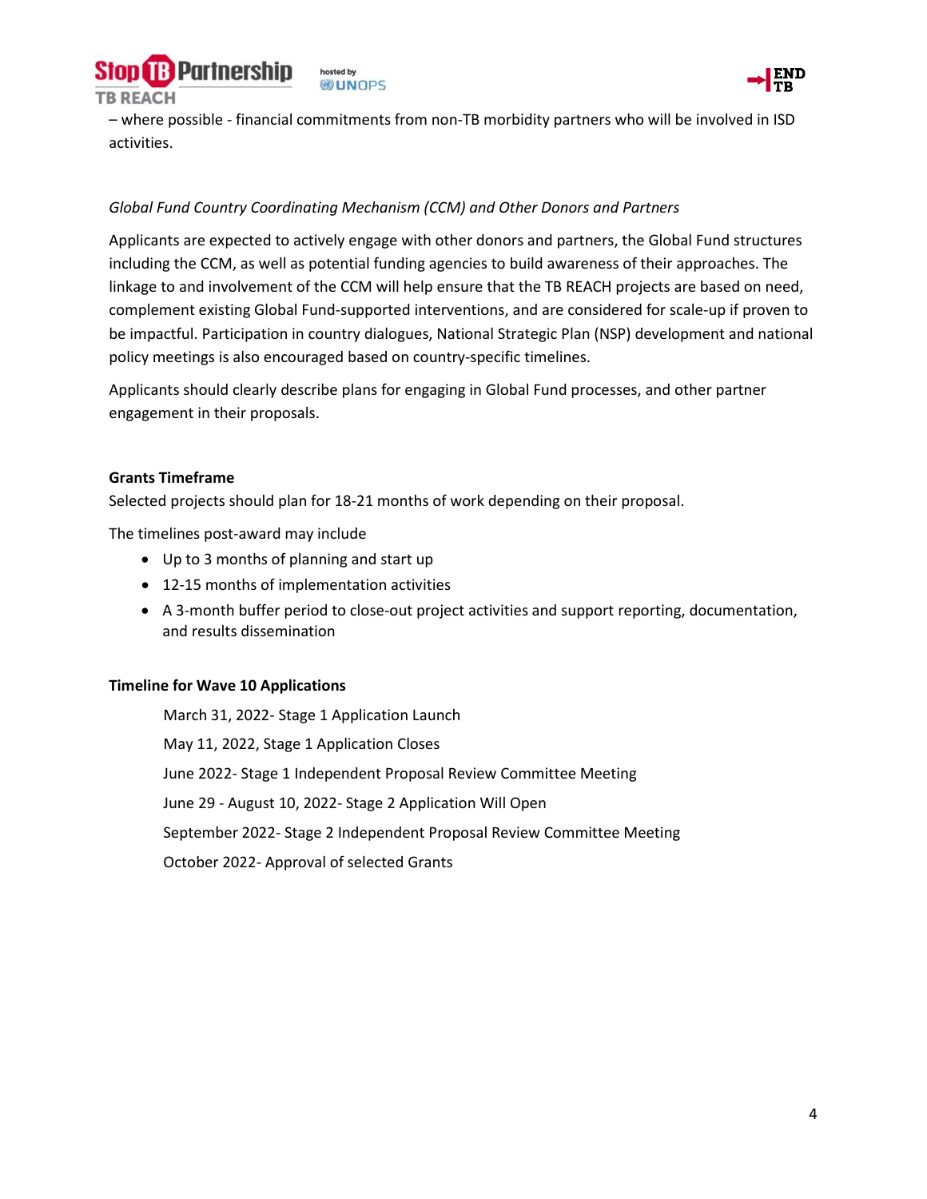– where possible - financial commitments from non-TB morbidity partners who will be involved in ISD activities.

*Global Fund Country Coordinating Mechanism (CCM) and Other Donors and Partners*

Applicants are expected to actively engage with other donors and partners, the Global Fund structures including the CCM, as well as potential funding agencies to build awareness of their approaches. The linkage to and involvement of the CCM will help ensure that the TB REACH projects are based on need, complement existing Global Fund-supported interventions, and are considered for scale-up if proven to be impactful. Participation in country dialogues, National Strategic Plan (NSP) development and national policy meetings is also encouraged based on country-specific timelines.

Applicants should clearly describe plans for engaging in Global Fund processes, and other partner engagement in their proposals.

**Grants Timeframe**

Selected projects should plan for 18-21 months of work depending on their proposal.

The timelines post-award may include

- Up to 3 months of planning and start up
- 12-15 months of implementation activities
- A 3-month buffer period to close-out project activities and support reporting, documentation, and results dissemination

**Timeline for Wave 10 Applications**

March 31, 2022- Stage 1 Application Launch

May 11, 2022, Stage 1 Application Closes

June 2022- Stage 1 Independent Proposal Review Committee Meeting

June 29 - August 10, 2022- Stage 2 Application Will Open

September 2022- Stage 2 Independent Proposal Review Committee Meeting

October 2022- Approval of selected Grants